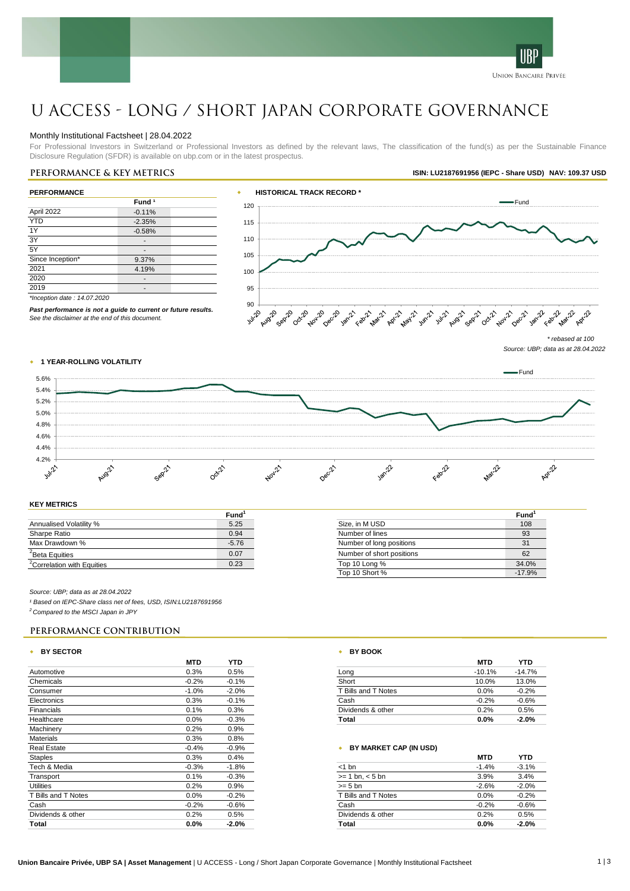# U ACCESS - LONG / SHORT JAPAN CORPORATE GOVERNANCE

Monthly Institutional Factsheet | 28.04.2022

For Professional Investors in Switzerland or Professional Investors as defined by the relevant laws, The classification of the fund(s) as per the Sustainable Finance Disclosure Regulation (SFDR) is available on ubp.com or in the latest prospectus.

## PERFORMANCE & KEY METRICS

**ISIN: LU2187691956 (IEPC - Share USD) NAV: 109.37 USD**

### PERFORMANCE

| | Fund [1] |
|---|---|
| April 2022 | -0.11% |
| YTD | -2.35% |
| 1Y | -0.58% |
| 3Y | - |
| 5Y | - |
| Since Inception* | 9.37% |
| 2021 | 4.19% |
| 2020 | - |
| 2019 | - |

*Inception date : 14.07.2020*

***Past performance is not a guide to current or future results.***
*See the disclaimer at the end of this document.*

### HISTORICAL TRACK RECORD *

*\* rebased at 100*

*Source: UBP; data as at 28.04.2022*

### 1 YEAR-ROLLING VOLATILITY

### KEY METRICS

| | Fund[1] |
|---|---|
| Annualised Volatility % | 5.25 |
| Sharpe Ratio | 0.94 |
| Max Drawdown % | -5.76 |
| [2]Beta Equities | 0.07 |
| [2]Correlation with Equities | 0.23 |

| | Fund[1] |
|---|---|
| Size, in M USD | 108 |
| Number of lines | 93 |
| Number of long positions | 31 |
| Number of short positions | 62 |
| Top 10 Long % | 34.0% |
| Top 10 Short % | -17.9% |

*Source: UBP; data as at 28.04.2022*

*[1] Based on IEPC-Share class net of fees, USD, ISIN:LU2187691956*

*[2] Compared to the MSCI Japan in JPY*

## PERFORMANCE CONTRIBUTION

### BY SECTOR

| | MTD | YTD |
|---|---|---|
| Automotive | 0.3% | 0.5% |
| Chemicals | -0.2% | -0.1% |
| Consumer | -1.0% | -2.0% |
| Electronics | 0.3% | -0.1% |
| Financials | 0.1% | 0.3% |
| Healthcare | 0.0% | -0.3% |
| Machinery | 0.2% | 0.9% |
| Materials | 0.3% | 0.8% |
| Real Estate | -0.4% | -0.9% |
| Staples | 0.3% | 0.4% |
| Tech & Media | -0.3% | -1.8% |
| Transport | 0.1% | -0.3% |
| Utilities | 0.2% | 0.9% |
| T Bills and T Notes | 0.0% | -0.2% |
| Cash | -0.2% | -0.6% |
| Dividends & other | 0.2% | 0.5% |
| **Total** | **0.0%** | **-2.0%** |

### BY BOOK

| | MTD | YTD |
|---|---|---|
| Long | -10.1% | -14.7% |
| Short | 10.0% | 13.0% |
| T Bills and T Notes | 0.0% | -0.2% |
| Cash | -0.2% | -0.6% |
| Dividends & other | 0.2% | 0.5% |
| **Total** | **0.0%** | **-2.0%** |

### BY MARKET CAP (IN USD)

| | MTD | YTD |
|---|---|---|
| <1 bn | -1.4% | -3.1% |
| >= 1 bn, < 5 bn | 3.9% | 3.4% |
| >= 5 bn | -2.6% | -2.0% |
| T Bills and T Notes | 0.0% | -0.2% |
| Cash | -0.2% | -0.6% |
| Dividends & other | 0.2% | 0.5% |
| **Total** | **0.0%** | **-2.0%** |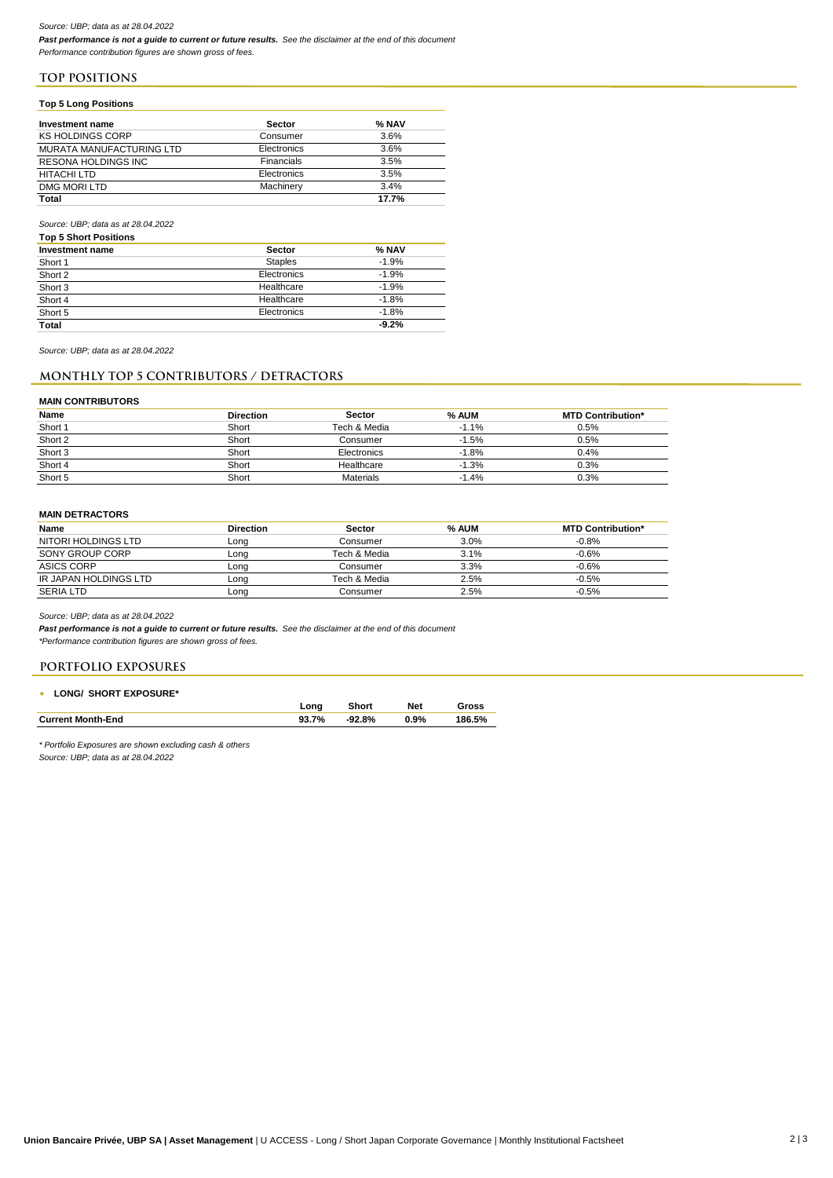*Source: UBP; data as at 28.04.2022*

***Past performance is not a guide to current or future results.*** *See the disclaimer at the end of this document*

*Performance contribution figures are shown gross of fees.*

## TOP POSITIONS

**Top 5 Long Positions**

| Investment name | Sector | % NAV |
|---|---|---|
| KS HOLDINGS CORP | Consumer | 3.6% |
| MURATA MANUFACTURING LTD | Electronics | 3.6% |
| RESONA HOLDINGS INC | Financials | 3.5% |
| HITACHI LTD | Electronics | 3.5% |
| DMG MORI LTD | Machinery | 3.4% |
| **Total** | | **17.7%** |

*Source: UBP; data as at 28.04.2022*

**Top 5 Short Positions**

| Investment name | Sector | % NAV |
|---|---|---|
| Short 1 | Staples | -1.9% |
| Short 2 | Electronics | -1.9% |
| Short 3 | Healthcare | -1.9% |
| Short 4 | Healthcare | -1.8% |
| Short 5 | Electronics | -1.8% |
| **Total** | | **-9.2%** |

*Source: UBP; data as at 28.04.2022*

## MONTHLY TOP 5 CONTRIBUTORS / DETRACTORS

**MAIN CONTRIBUTORS**

| Name | Direction | Sector | % AUM | MTD Contribution* |
|---|---|---|---|---|
| Short 1 | Short | Tech & Media | -1.1% | 0.5% |
| Short 2 | Short | Consumer | -1.5% | 0.5% |
| Short 3 | Short | Electronics | -1.8% | 0.4% |
| Short 4 | Short | Healthcare | -1.3% | 0.3% |
| Short 5 | Short | Materials | -1.4% | 0.3% |

**MAIN DETRACTORS**

| Name | Direction | Sector | % AUM | MTD Contribution* |
|---|---|---|---|---|
| NITORI HOLDINGS LTD | Long | Consumer | 3.0% | -0.8% |
| SONY GROUP CORP | Long | Tech & Media | 3.1% | -0.6% |
| ASICS CORP | Long | Consumer | 3.3% | -0.6% |
| IR JAPAN HOLDINGS LTD | Long | Tech & Media | 2.5% | -0.5% |
| SERIA LTD | Long | Consumer | 2.5% | -0.5% |

*Source: UBP; data as at 28.04.2022*

***Past performance is not a guide to current or future results.*** *See the disclaimer at the end of this document*

*\*Performance contribution figures are shown gross of fees.*

## PORTFOLIO EXPOSURES

- **LONG/ SHORT EXPOSURE***

| | Long | Short | Net | Gross |
|---|---|---|---|---|
| **Current Month-End** | **93.7%** | **-92.8%** | **0.9%** | **186.5%** |

*\* Portfolio Exposures are shown excluding cash & others*

*Source: UBP; data as at 28.04.2022*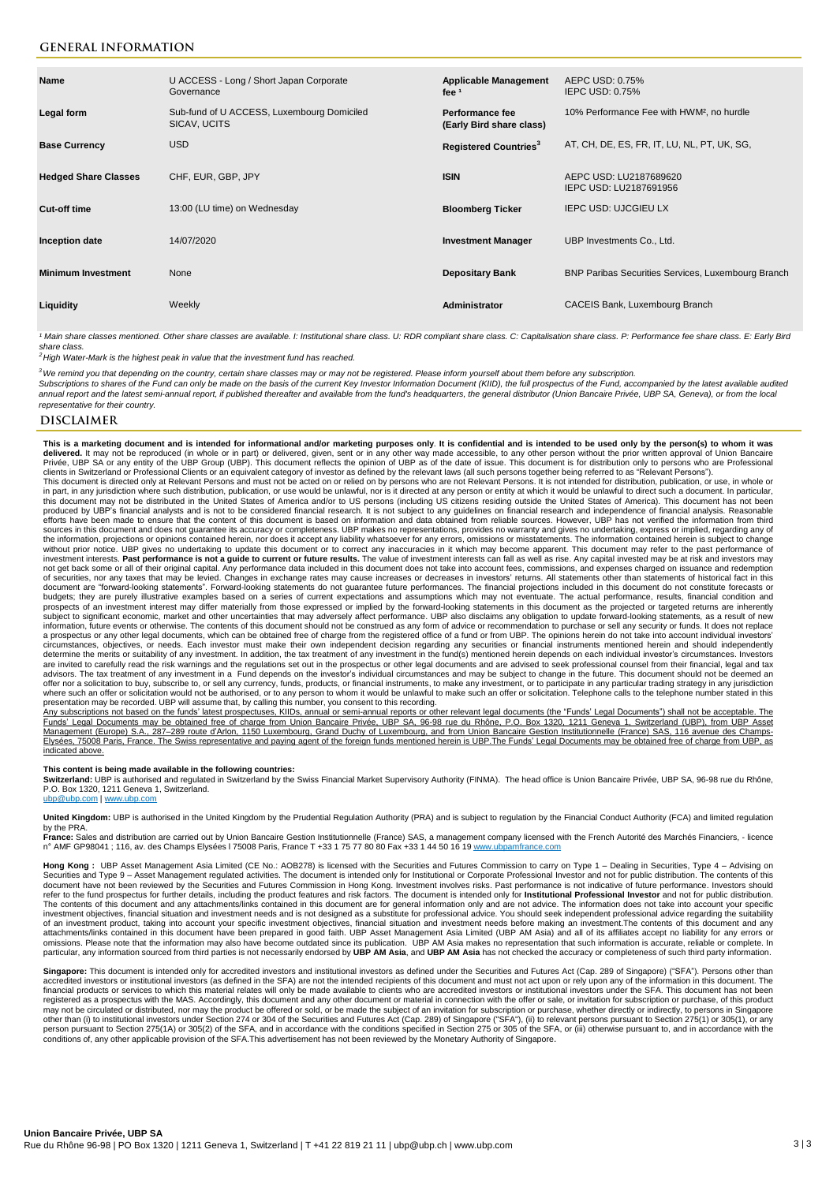## GENERAL INFORMATION

| | | | |
|---|---|---|---|
| **Name** | U ACCESS - Long / Short Japan Corporate Governance | **Applicable Management fee** [1] | AEPC USD: 0.75%<br>IEPC USD: 0.75% |
| **Legal form** | Sub-fund of U ACCESS, Luxembourg Domiciled SICAV, UCITS | **Performance fee (Early Bird share class)** | 10% Performance Fee with HWM[2], no hurdle |
| **Base Currency** | USD | **Registered Countries**[3] | AT, CH, DE, ES, FR, IT, LU, NL, PT, UK, SG, |
| **Hedged Share Classes** | CHF, EUR, GBP, JPY | **ISIN** | AEPC USD: LU2187689620<br>IEPC USD: LU2187691956 |
| **Cut-off time** | 13:00 (LU time) on Wednesday | **Bloomberg Ticker** | IEPC USD: UJCGIEU LX |
| **Inception date** | 14/07/2020 | **Investment Manager** | UBP Investments Co., Ltd. |
| **Minimum Investment** | None | **Depositary Bank** | BNP Paribas Securities Services, Luxembourg Branch |
| **Liquidity** | Weekly | **Administrator** | CACEIS Bank, Luxembourg Branch |

*[1] Main share classes mentioned. Other share classes are available. I: Institutional share class. U: RDR compliant share class. C: Capitalisation share class. P: Performance fee share class. E: Early Bird share class.*

*[2] High Water-Mark is the highest peak in value that the investment fund has reached.*

*[3] We remind you that depending on the country, certain share classes may or may not be registered. Please inform yourself about them before any subscription.*
*Subscriptions to shares of the Fund can only be made on the basis of the current Key Investor Information Document (KIID), the full prospectus of the Fund, accompanied by the latest available audited annual report and the latest semi-annual report, if published thereafter and available from the fund's headquarters, the general distributor (Union Bancaire Privée, UBP SA, Geneva), or from the local representative for their country.*

## DISCLAIMER

**This is a marketing document and is intended for informational and/or marketing purposes only**. **It is confidential and is intended to be used only by the person(s) to whom it was delivered.** It may not be reproduced (in whole or in part) or delivered, given, sent or in any other way made accessible, to any other person without the prior written approval of Union Bancaire Privée, UBP SA or any entity of the UBP Group (UBP). This document reflects the opinion of UBP as of the date of issue. This document is for distribution only to persons who are Professional clients in Switzerland or Professional Clients or an equivalent category of investor as defined by the relevant laws (all such persons together being referred to as "Relevant Persons").
This document is directed only at Relevant Persons and must not be acted on or relied on by persons who are not Relevant Persons. It is not intended for distribution, publication, or use, in whole or in part, in any jurisdiction where such distribution, publication, or use would be unlawful, nor is it directed at any person or entity at which it would be unlawful to direct such a document. In particular, this document may not be distributed in the United States of America and/or to US persons (including US citizens residing outside the United States of America). This document has not been produced by UBP's financial analysts and is not to be considered financial research. It is not subject to any guidelines on financial research and independence of financial analysis. Reasonable efforts have been made to ensure that the content of this document is based on information and data obtained from reliable sources. However, UBP has not verified the information from third sources in this document and does not guarantee its accuracy or completeness. UBP makes no representations, provides no warranty and gives no undertaking, express or implied, regarding any of the information, projections or opinions contained herein, nor does it accept any liability whatsoever for any errors, omissions or misstatements. The information contained herein is subject to change without prior notice. UBP gives no undertaking to update this document or to correct any inaccuracies in it which may become apparent. This document may refer to the past performance of investment interests. **Past performance is not a guide to current or future results.** The value of investment interests can fall as well as rise. Any capital invested may be at risk and investors may not get back some or all of their original capital. Any performance data included in this document does not take into account fees, commissions, and expenses charged on issuance and redemption of securities, nor any taxes that may be levied. Changes in exchange rates may cause increases or decreases in investors' returns. All statements other than statements of historical fact in this document are "forward-looking statements". Forward-looking statements do not guarantee future performances. The financial projections included in this document do not constitute forecasts or budgets; they are purely illustrative examples based on a series of current expectations and assumptions which may not eventuate. The actual performance, results, financial condition and prospects of an investment interest may differ materially from those expressed or implied by the forward-looking statements in this document as the projected or targeted returns are inherently subject to significant economic, market and other uncertainties that may adversely affect performance. UBP also disclaims any obligation to update forward-looking statements, as a result of new information, future events or otherwise. The contents of this document should not be construed as any form of advice or recommendation to purchase or sell any security or funds. It does not replace a prospectus or any other legal documents, which can be obtained free of charge from the registered office of a fund or from UBP. The opinions herein do not take into account individual investors' circumstances, objectives, or needs. Each investor must make their own independent decision regarding any securities or financial instruments mentioned herein and should independently determine the merits or suitability of any investment. In addition, the tax treatment of any investment in the fund(s) mentioned herein depends on each individual investor's circumstances. Investors are invited to carefully read the risk warnings and the regulations set out in the prospectus or other legal documents and are advised to seek professional counsel from their financial, legal and tax advisors. The tax treatment of any investment in a Fund depends on the investor's individual circumstances and may be subject to change in the future. This document should not be deemed an offer nor a solicitation to buy, subscribe to, or sell any currency, funds, products, or financial instruments, to make any investment, or to participate in any particular trading strategy in any jurisdiction where such an offer or solicitation would not be authorised, or to any person to whom it would be unlawful to make such an offer or solicitation. Telephone calls to the telephone number stated in this presentation may be recorded. UBP will assume that, by calling this number, you consent to this recording.
Any subscriptions not based on the funds' latest prospectuses, KIIDs, annual or semi-annual reports or other relevant legal documents (the "Funds' Legal Documents") shall not be acceptable. The Funds' Legal Documents may be obtained free of charge from Union Bancaire Privée, UBP SA, 96-98 rue du Rhône, P.O. Box 1320, 1211 Geneva 1, Switzerland (UBP), from UBP Asset Management (Europe) S.A., 287–289 route d'Arlon, 1150 Luxembourg, Grand Duchy of Luxembourg, and from Union Bancaire Gestion Institutionnelle (France) SAS, 116 avenue des Champs-Elysées, 75008 Paris, France. The Swiss representative and paying agent of the foreign funds mentioned herein is UBP.The Funds' Legal Documents may be obtained free of charge from UBP, as indicated above.

**This content is being made available in the following countries:**
**Switzerland:** UBP is authorised and regulated in Switzerland by the Swiss Financial Market Supervisory Authority (FINMA). The head office is Union Bancaire Privée, UBP SA, 96-98 rue du Rhône, P.O. Box 1320, 1211 Geneva 1, Switzerland.
ubp@ubp.com | www.ubp.com

**United Kingdom:** UBP is authorised in the United Kingdom by the Prudential Regulation Authority (PRA) and is subject to regulation by the Financial Conduct Authority (FCA) and limited regulation by the PRA.
**France:** Sales and distribution are carried out by Union Bancaire Gestion Institutionnelle (France) SAS, a management company licensed with the French Autorité des Marchés Financiers, - licence n° AMF GP98041 ; 116, av. des Champs Elysées l 75008 Paris, France T +33 1 75 77 80 80 Fax +33 1 44 50 16 19 www.ubpamfrance.com

**Hong Kong :** UBP Asset Management Asia Limited (CE No.: AOB278) is licensed with the Securities and Futures Commission to carry on Type 1 – Dealing in Securities, Type 4 – Advising on Securities and Type 9 – Asset Management regulated activities. The document is intended only for Institutional or Corporate Professional Investor and not for public distribution. The contents of this document have not been reviewed by the Securities and Futures Commission in Hong Kong. Investment involves risks. Past performance is not indicative of future performance. Investors should refer to the fund prospectus for further details, including the product features and risk factors. The document is intended only for **Institutional Professional Investor** and not for public distribution. The contents of this document and any attachments/links contained in this document are for general information only and are not advice. The information does not take into account your specific investment objectives, financial situation and investment needs and is not designed as a substitute for professional advice. You should seek independent professional advice regarding the suitability of an investment product, taking into account your specific investment objectives, financial situation and investment needs before making an investment.The contents of this document and any attachments/links contained in this document have been prepared in good faith. UBP Asset Management Asia Limited (UBP AM Asia) and all of its affiliates accept no liability for any errors or omissions. Please note that the information may also have become outdated since its publication. UBP AM Asia makes no representation that such information is accurate, reliable or complete. In particular, any information sourced from third parties is not necessarily endorsed by **UBP AM Asia**, and **UBP AM Asia** has not checked the accuracy or completeness of such third party information.

**Singapore:** This document is intended only for accredited investors and institutional investors as defined under the Securities and Futures Act (Cap. 289 of Singapore) ("SFA"). Persons other than accredited investors or institutional investors (as defined in the SFA) are not the intended recipients of this document and must not act upon or rely upon any of the information in this document. The financial products or services to which this material relates will only be made available to clients who are accredited investors or institutional investors under the SFA. This document has not been registered as a prospectus with the MAS. Accordingly, this document and any other document or material in connection with the offer or sale, or invitation for subscription or purchase, of this product may not be circulated or distributed, nor may the product be offered or sold, or be made the subject of an invitation for subscription or purchase, whether directly or indirectly, to persons in Singapore other than (i) to institutional investors under Section 274 or 304 of the Securities and Futures Act (Cap. 289) of Singapore ("SFA"), (ii) to relevant persons pursuant to Section 275(1) or 305(1), or any person pursuant to Section 275(1A) or 305(2) of the SFA, and in accordance with the conditions specified in Section 275 or 305 of the SFA, or (iii) otherwise pursuant to, and in accordance with the conditions of, any other applicable provision of the SFA.This advertisement has not been reviewed by the Monetary Authority of Singapore.

**Union Bancaire Privée, UBP SA**
Rue du Rhône 96-98 | PO Box 1320 | 1211 Geneva 1, Switzerland | T +41 22 819 21 11 | ubp@ubp.ch | www.ubp.com